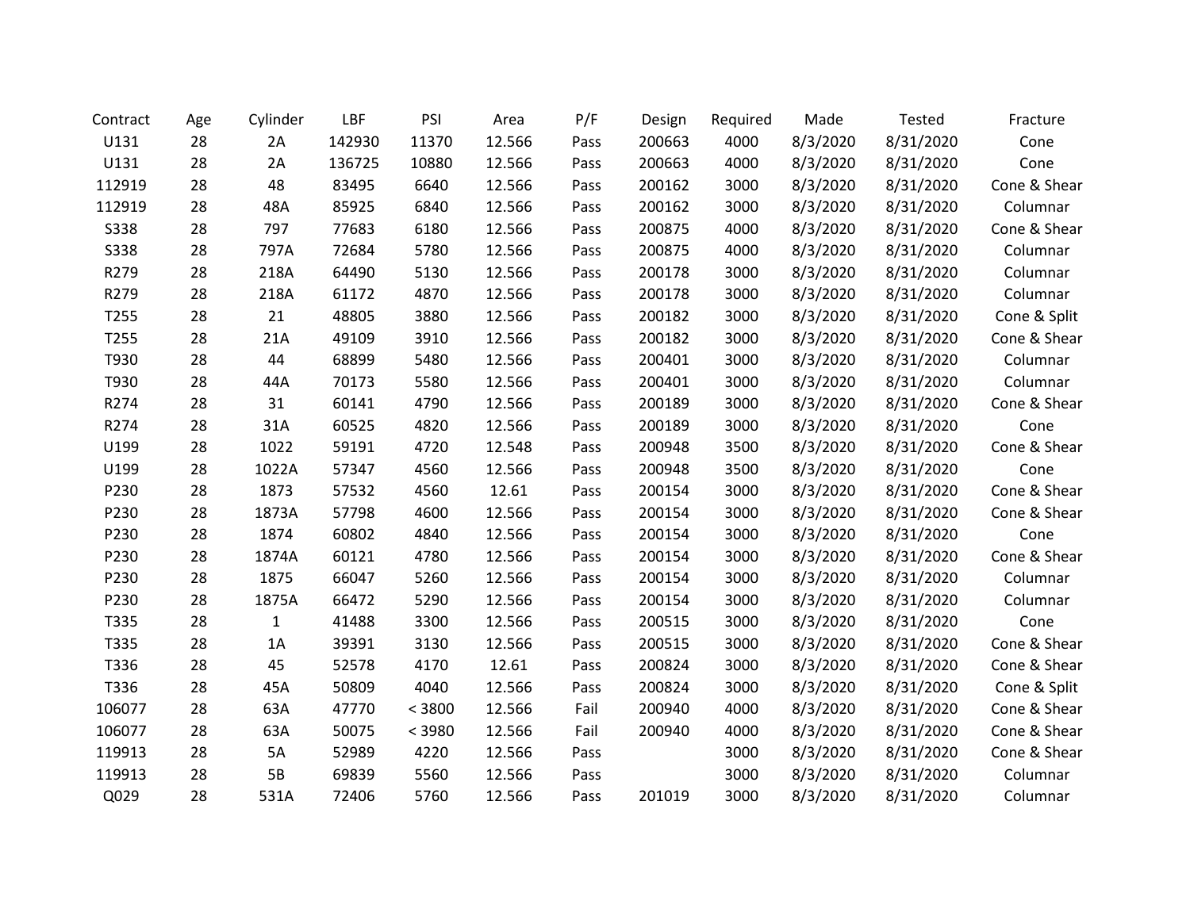| Contract | Age | Cylinder | LBF | PSI | Area | P/F | Design | Required | Made | Tested | Fracture |
|---|---|---|---|---|---|---|---|---|---|---|---|
| U131 | 28 | 2A | 142930 | 11370 | 12.566 | Pass | 200663 | 4000 | 8/3/2020 | 8/31/2020 | Cone |
| U131 | 28 | 2A | 136725 | 10880 | 12.566 | Pass | 200663 | 4000 | 8/3/2020 | 8/31/2020 | Cone |
| 112919 | 28 | 48 | 83495 | 6640 | 12.566 | Pass | 200162 | 3000 | 8/3/2020 | 8/31/2020 | Cone & Shear |
| 112919 | 28 | 48A | 85925 | 6840 | 12.566 | Pass | 200162 | 3000 | 8/3/2020 | 8/31/2020 | Columnar |
| S338 | 28 | 797 | 77683 | 6180 | 12.566 | Pass | 200875 | 4000 | 8/3/2020 | 8/31/2020 | Cone & Shear |
| S338 | 28 | 797A | 72684 | 5780 | 12.566 | Pass | 200875 | 4000 | 8/3/2020 | 8/31/2020 | Columnar |
| R279 | 28 | 218A | 64490 | 5130 | 12.566 | Pass | 200178 | 3000 | 8/3/2020 | 8/31/2020 | Columnar |
| R279 | 28 | 218A | 61172 | 4870 | 12.566 | Pass | 200178 | 3000 | 8/3/2020 | 8/31/2020 | Columnar |
| T255 | 28 | 21 | 48805 | 3880 | 12.566 | Pass | 200182 | 3000 | 8/3/2020 | 8/31/2020 | Cone & Split |
| T255 | 28 | 21A | 49109 | 3910 | 12.566 | Pass | 200182 | 3000 | 8/3/2020 | 8/31/2020 | Cone & Shear |
| T930 | 28 | 44 | 68899 | 5480 | 12.566 | Pass | 200401 | 3000 | 8/3/2020 | 8/31/2020 | Columnar |
| T930 | 28 | 44A | 70173 | 5580 | 12.566 | Pass | 200401 | 3000 | 8/3/2020 | 8/31/2020 | Columnar |
| R274 | 28 | 31 | 60141 | 4790 | 12.566 | Pass | 200189 | 3000 | 8/3/2020 | 8/31/2020 | Cone & Shear |
| R274 | 28 | 31A | 60525 | 4820 | 12.566 | Pass | 200189 | 3000 | 8/3/2020 | 8/31/2020 | Cone |
| U199 | 28 | 1022 | 59191 | 4720 | 12.548 | Pass | 200948 | 3500 | 8/3/2020 | 8/31/2020 | Cone & Shear |
| U199 | 28 | 1022A | 57347 | 4560 | 12.566 | Pass | 200948 | 3500 | 8/3/2020 | 8/31/2020 | Cone |
| P230 | 28 | 1873 | 57532 | 4560 | 12.61 | Pass | 200154 | 3000 | 8/3/2020 | 8/31/2020 | Cone & Shear |
| P230 | 28 | 1873A | 57798 | 4600 | 12.566 | Pass | 200154 | 3000 | 8/3/2020 | 8/31/2020 | Cone & Shear |
| P230 | 28 | 1874 | 60802 | 4840 | 12.566 | Pass | 200154 | 3000 | 8/3/2020 | 8/31/2020 | Cone |
| P230 | 28 | 1874A | 60121 | 4780 | 12.566 | Pass | 200154 | 3000 | 8/3/2020 | 8/31/2020 | Cone & Shear |
| P230 | 28 | 1875 | 66047 | 5260 | 12.566 | Pass | 200154 | 3000 | 8/3/2020 | 8/31/2020 | Columnar |
| P230 | 28 | 1875A | 66472 | 5290 | 12.566 | Pass | 200154 | 3000 | 8/3/2020 | 8/31/2020 | Columnar |
| T335 | 28 | 1 | 41488 | 3300 | 12.566 | Pass | 200515 | 3000 | 8/3/2020 | 8/31/2020 | Cone |
| T335 | 28 | 1A | 39391 | 3130 | 12.566 | Pass | 200515 | 3000 | 8/3/2020 | 8/31/2020 | Cone & Shear |
| T336 | 28 | 45 | 52578 | 4170 | 12.61 | Pass | 200824 | 3000 | 8/3/2020 | 8/31/2020 | Cone & Shear |
| T336 | 28 | 45A | 50809 | 4040 | 12.566 | Pass | 200824 | 3000 | 8/3/2020 | 8/31/2020 | Cone & Split |
| 106077 | 28 | 63A | 47770 | < 3800 | 12.566 | Fail | 200940 | 4000 | 8/3/2020 | 8/31/2020 | Cone & Shear |
| 106077 | 28 | 63A | 50075 | < 3980 | 12.566 | Fail | 200940 | 4000 | 8/3/2020 | 8/31/2020 | Cone & Shear |
| 119913 | 28 | 5A | 52989 | 4220 | 12.566 | Pass | | 3000 | 8/3/2020 | 8/31/2020 | Cone & Shear |
| 119913 | 28 | 5B | 69839 | 5560 | 12.566 | Pass | | 3000 | 8/3/2020 | 8/31/2020 | Columnar |
| Q029 | 28 | 531A | 72406 | 5760 | 12.566 | Pass | 201019 | 3000 | 8/3/2020 | 8/31/2020 | Columnar |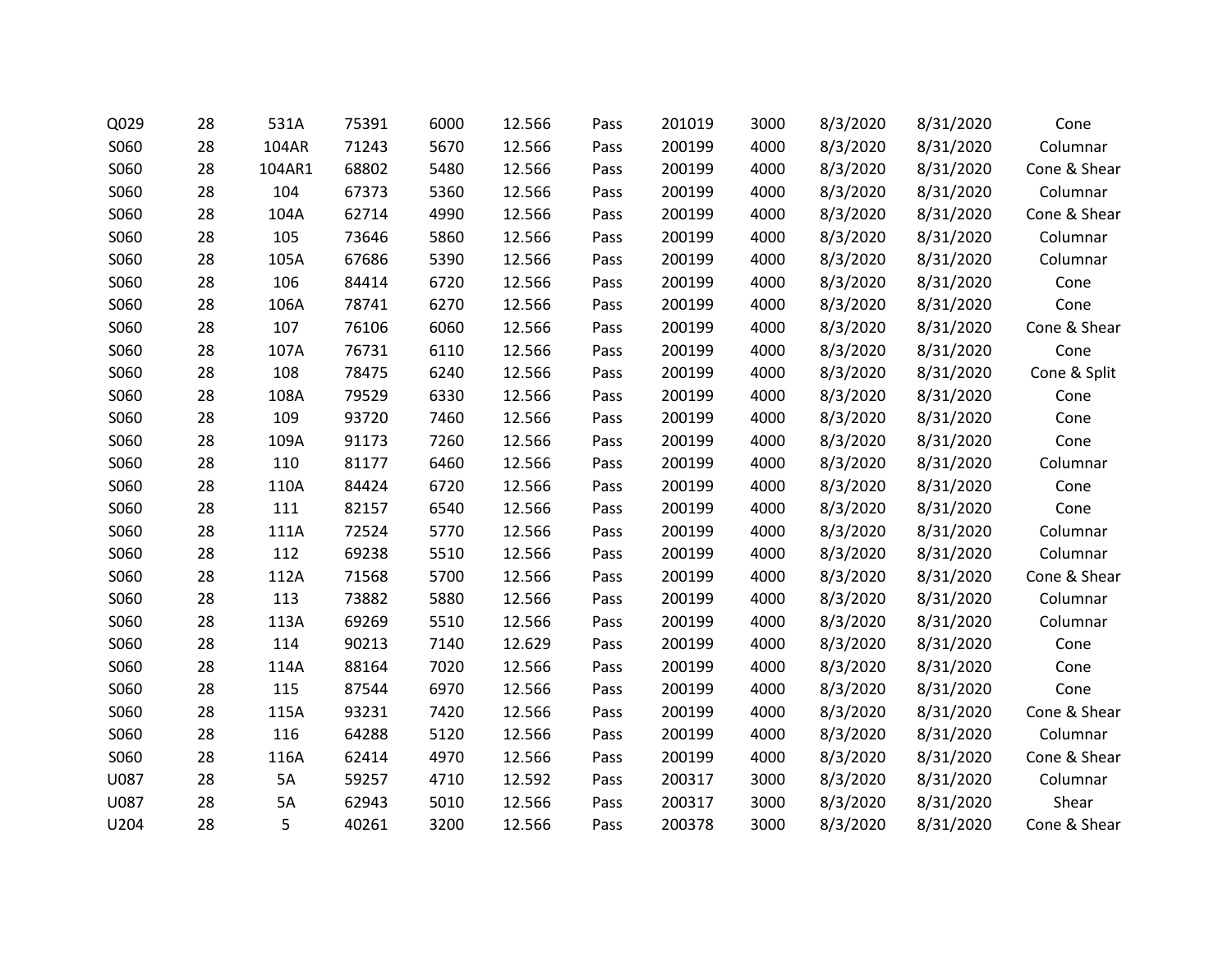| | | | | | | | | | | | |
|---|---|---|---|---|---|---|---|---|---|---|---|
| Q029 | 28 | 531A | 75391 | 6000 | 12.566 | Pass | 201019 | 3000 | 8/3/2020 | 8/31/2020 | Cone |
| S060 | 28 | 104AR | 71243 | 5670 | 12.566 | Pass | 200199 | 4000 | 8/3/2020 | 8/31/2020 | Columnar |
| S060 | 28 | 104AR1 | 68802 | 5480 | 12.566 | Pass | 200199 | 4000 | 8/3/2020 | 8/31/2020 | Cone & Shear |
| S060 | 28 | 104 | 67373 | 5360 | 12.566 | Pass | 200199 | 4000 | 8/3/2020 | 8/31/2020 | Columnar |
| S060 | 28 | 104A | 62714 | 4990 | 12.566 | Pass | 200199 | 4000 | 8/3/2020 | 8/31/2020 | Cone & Shear |
| S060 | 28 | 105 | 73646 | 5860 | 12.566 | Pass | 200199 | 4000 | 8/3/2020 | 8/31/2020 | Columnar |
| S060 | 28 | 105A | 67686 | 5390 | 12.566 | Pass | 200199 | 4000 | 8/3/2020 | 8/31/2020 | Columnar |
| S060 | 28 | 106 | 84414 | 6720 | 12.566 | Pass | 200199 | 4000 | 8/3/2020 | 8/31/2020 | Cone |
| S060 | 28 | 106A | 78741 | 6270 | 12.566 | Pass | 200199 | 4000 | 8/3/2020 | 8/31/2020 | Cone |
| S060 | 28 | 107 | 76106 | 6060 | 12.566 | Pass | 200199 | 4000 | 8/3/2020 | 8/31/2020 | Cone & Shear |
| S060 | 28 | 107A | 76731 | 6110 | 12.566 | Pass | 200199 | 4000 | 8/3/2020 | 8/31/2020 | Cone |
| S060 | 28 | 108 | 78475 | 6240 | 12.566 | Pass | 200199 | 4000 | 8/3/2020 | 8/31/2020 | Cone & Split |
| S060 | 28 | 108A | 79529 | 6330 | 12.566 | Pass | 200199 | 4000 | 8/3/2020 | 8/31/2020 | Cone |
| S060 | 28 | 109 | 93720 | 7460 | 12.566 | Pass | 200199 | 4000 | 8/3/2020 | 8/31/2020 | Cone |
| S060 | 28 | 109A | 91173 | 7260 | 12.566 | Pass | 200199 | 4000 | 8/3/2020 | 8/31/2020 | Cone |
| S060 | 28 | 110 | 81177 | 6460 | 12.566 | Pass | 200199 | 4000 | 8/3/2020 | 8/31/2020 | Columnar |
| S060 | 28 | 110A | 84424 | 6720 | 12.566 | Pass | 200199 | 4000 | 8/3/2020 | 8/31/2020 | Cone |
| S060 | 28 | 111 | 82157 | 6540 | 12.566 | Pass | 200199 | 4000 | 8/3/2020 | 8/31/2020 | Cone |
| S060 | 28 | 111A | 72524 | 5770 | 12.566 | Pass | 200199 | 4000 | 8/3/2020 | 8/31/2020 | Columnar |
| S060 | 28 | 112 | 69238 | 5510 | 12.566 | Pass | 200199 | 4000 | 8/3/2020 | 8/31/2020 | Columnar |
| S060 | 28 | 112A | 71568 | 5700 | 12.566 | Pass | 200199 | 4000 | 8/3/2020 | 8/31/2020 | Cone & Shear |
| S060 | 28 | 113 | 73882 | 5880 | 12.566 | Pass | 200199 | 4000 | 8/3/2020 | 8/31/2020 | Columnar |
| S060 | 28 | 113A | 69269 | 5510 | 12.566 | Pass | 200199 | 4000 | 8/3/2020 | 8/31/2020 | Columnar |
| S060 | 28 | 114 | 90213 | 7140 | 12.629 | Pass | 200199 | 4000 | 8/3/2020 | 8/31/2020 | Cone |
| S060 | 28 | 114A | 88164 | 7020 | 12.566 | Pass | 200199 | 4000 | 8/3/2020 | 8/31/2020 | Cone |
| S060 | 28 | 115 | 87544 | 6970 | 12.566 | Pass | 200199 | 4000 | 8/3/2020 | 8/31/2020 | Cone |
| S060 | 28 | 115A | 93231 | 7420 | 12.566 | Pass | 200199 | 4000 | 8/3/2020 | 8/31/2020 | Cone & Shear |
| S060 | 28 | 116 | 64288 | 5120 | 12.566 | Pass | 200199 | 4000 | 8/3/2020 | 8/31/2020 | Columnar |
| S060 | 28 | 116A | 62414 | 4970 | 12.566 | Pass | 200199 | 4000 | 8/3/2020 | 8/31/2020 | Cone & Shear |
| U087 | 28 | 5A | 59257 | 4710 | 12.592 | Pass | 200317 | 3000 | 8/3/2020 | 8/31/2020 | Columnar |
| U087 | 28 | 5A | 62943 | 5010 | 12.566 | Pass | 200317 | 3000 | 8/3/2020 | 8/31/2020 | Shear |
| U204 | 28 | 5 | 40261 | 3200 | 12.566 | Pass | 200378 | 3000 | 8/3/2020 | 8/31/2020 | Cone & Shear |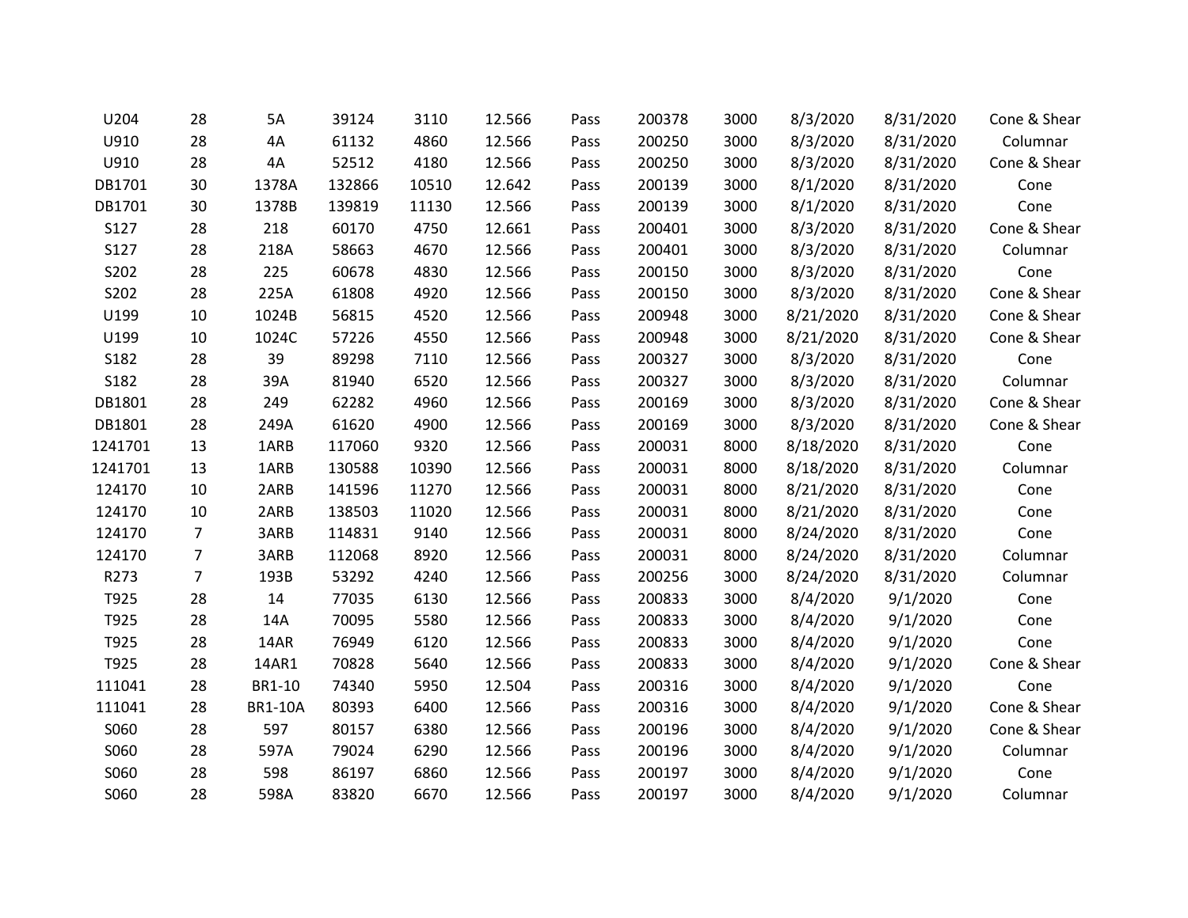| | | | | | | | | | | | |
|---|---|---|---|---|---|---|---|---|---|---|---|
| U204 | 28 | 5A | 39124 | 3110 | 12.566 | Pass | 200378 | 3000 | 8/3/2020 | 8/31/2020 | Cone & Shear |
| U910 | 28 | 4A | 61132 | 4860 | 12.566 | Pass | 200250 | 3000 | 8/3/2020 | 8/31/2020 | Columnar |
| U910 | 28 | 4A | 52512 | 4180 | 12.566 | Pass | 200250 | 3000 | 8/3/2020 | 8/31/2020 | Cone & Shear |
| DB1701 | 30 | 1378A | 132866 | 10510 | 12.642 | Pass | 200139 | 3000 | 8/1/2020 | 8/31/2020 | Cone |
| DB1701 | 30 | 1378B | 139819 | 11130 | 12.566 | Pass | 200139 | 3000 | 8/1/2020 | 8/31/2020 | Cone |
| S127 | 28 | 218 | 60170 | 4750 | 12.661 | Pass | 200401 | 3000 | 8/3/2020 | 8/31/2020 | Cone & Shear |
| S127 | 28 | 218A | 58663 | 4670 | 12.566 | Pass | 200401 | 3000 | 8/3/2020 | 8/31/2020 | Columnar |
| S202 | 28 | 225 | 60678 | 4830 | 12.566 | Pass | 200150 | 3000 | 8/3/2020 | 8/31/2020 | Cone |
| S202 | 28 | 225A | 61808 | 4920 | 12.566 | Pass | 200150 | 3000 | 8/3/2020 | 8/31/2020 | Cone & Shear |
| U199 | 10 | 1024B | 56815 | 4520 | 12.566 | Pass | 200948 | 3000 | 8/21/2020 | 8/31/2020 | Cone & Shear |
| U199 | 10 | 1024C | 57226 | 4550 | 12.566 | Pass | 200948 | 3000 | 8/21/2020 | 8/31/2020 | Cone & Shear |
| S182 | 28 | 39 | 89298 | 7110 | 12.566 | Pass | 200327 | 3000 | 8/3/2020 | 8/31/2020 | Cone |
| S182 | 28 | 39A | 81940 | 6520 | 12.566 | Pass | 200327 | 3000 | 8/3/2020 | 8/31/2020 | Columnar |
| DB1801 | 28 | 249 | 62282 | 4960 | 12.566 | Pass | 200169 | 3000 | 8/3/2020 | 8/31/2020 | Cone & Shear |
| DB1801 | 28 | 249A | 61620 | 4900 | 12.566 | Pass | 200169 | 3000 | 8/3/2020 | 8/31/2020 | Cone & Shear |
| 1241701 | 13 | 1ARB | 117060 | 9320 | 12.566 | Pass | 200031 | 8000 | 8/18/2020 | 8/31/2020 | Cone |
| 1241701 | 13 | 1ARB | 130588 | 10390 | 12.566 | Pass | 200031 | 8000 | 8/18/2020 | 8/31/2020 | Columnar |
| 124170 | 10 | 2ARB | 141596 | 11270 | 12.566 | Pass | 200031 | 8000 | 8/21/2020 | 8/31/2020 | Cone |
| 124170 | 10 | 2ARB | 138503 | 11020 | 12.566 | Pass | 200031 | 8000 | 8/21/2020 | 8/31/2020 | Cone |
| 124170 | 7 | 3ARB | 114831 | 9140 | 12.566 | Pass | 200031 | 8000 | 8/24/2020 | 8/31/2020 | Cone |
| 124170 | 7 | 3ARB | 112068 | 8920 | 12.566 | Pass | 200031 | 8000 | 8/24/2020 | 8/31/2020 | Columnar |
| R273 | 7 | 193B | 53292 | 4240 | 12.566 | Pass | 200256 | 3000 | 8/24/2020 | 8/31/2020 | Columnar |
| T925 | 28 | 14 | 77035 | 6130 | 12.566 | Pass | 200833 | 3000 | 8/4/2020 | 9/1/2020 | Cone |
| T925 | 28 | 14A | 70095 | 5580 | 12.566 | Pass | 200833 | 3000 | 8/4/2020 | 9/1/2020 | Cone |
| T925 | 28 | 14AR | 76949 | 6120 | 12.566 | Pass | 200833 | 3000 | 8/4/2020 | 9/1/2020 | Cone |
| T925 | 28 | 14AR1 | 70828 | 5640 | 12.566 | Pass | 200833 | 3000 | 8/4/2020 | 9/1/2020 | Cone & Shear |
| 111041 | 28 | BR1-10 | 74340 | 5950 | 12.504 | Pass | 200316 | 3000 | 8/4/2020 | 9/1/2020 | Cone |
| 111041 | 28 | BR1-10A | 80393 | 6400 | 12.566 | Pass | 200316 | 3000 | 8/4/2020 | 9/1/2020 | Cone & Shear |
| S060 | 28 | 597 | 80157 | 6380 | 12.566 | Pass | 200196 | 3000 | 8/4/2020 | 9/1/2020 | Cone & Shear |
| S060 | 28 | 597A | 79024 | 6290 | 12.566 | Pass | 200196 | 3000 | 8/4/2020 | 9/1/2020 | Columnar |
| S060 | 28 | 598 | 86197 | 6860 | 12.566 | Pass | 200197 | 3000 | 8/4/2020 | 9/1/2020 | Cone |
| S060 | 28 | 598A | 83820 | 6670 | 12.566 | Pass | 200197 | 3000 | 8/4/2020 | 9/1/2020 | Columnar |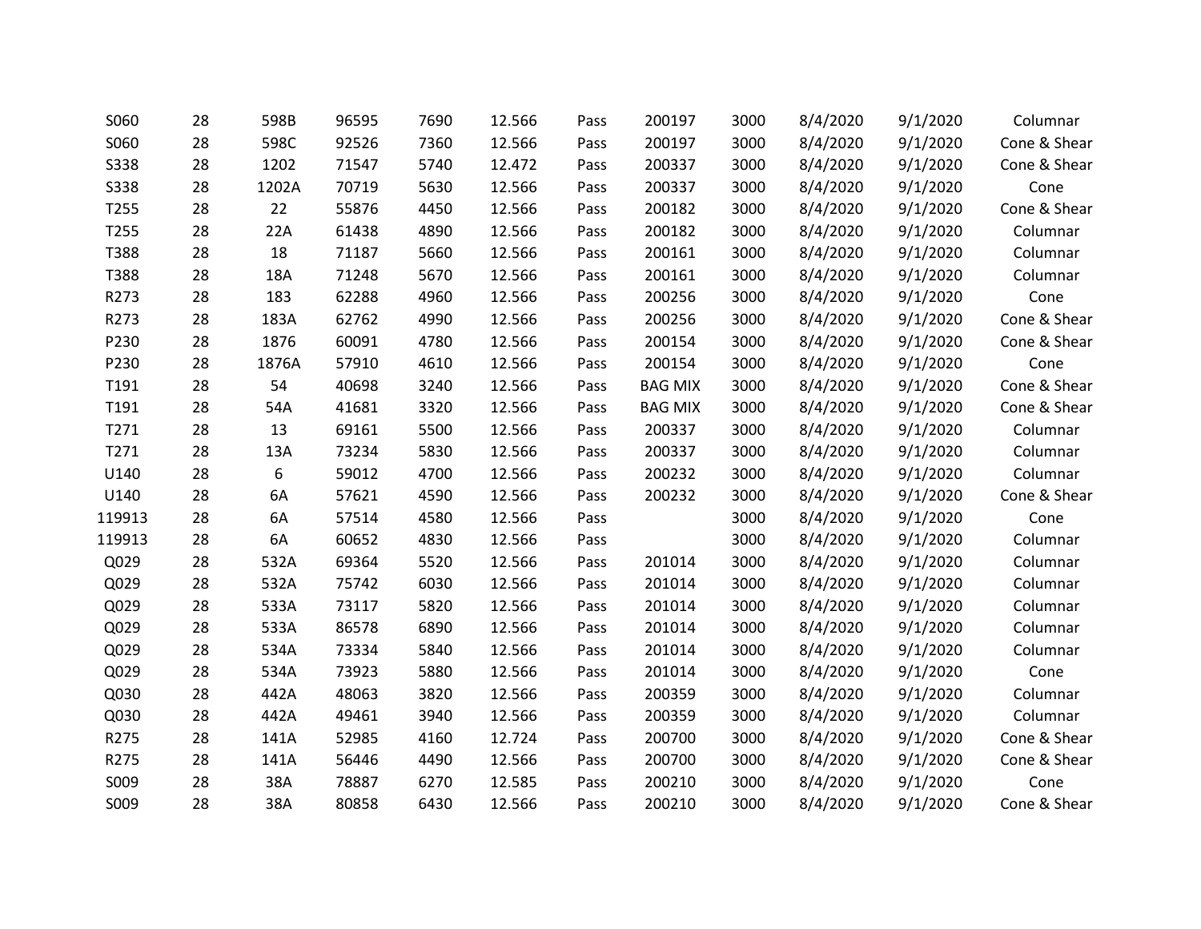| | | | | | | | | | | | |
|---|---|---|---|---|---|---|---|---|---|---|---|
| S060 | 28 | 598B | 96595 | 7690 | 12.566 | Pass | 200197 | 3000 | 8/4/2020 | 9/1/2020 | Columnar |
| S060 | 28 | 598C | 92526 | 7360 | 12.566 | Pass | 200197 | 3000 | 8/4/2020 | 9/1/2020 | Cone & Shear |
| S338 | 28 | 1202 | 71547 | 5740 | 12.472 | Pass | 200337 | 3000 | 8/4/2020 | 9/1/2020 | Cone & Shear |
| S338 | 28 | 1202A | 70719 | 5630 | 12.566 | Pass | 200337 | 3000 | 8/4/2020 | 9/1/2020 | Cone |
| T255 | 28 | 22 | 55876 | 4450 | 12.566 | Pass | 200182 | 3000 | 8/4/2020 | 9/1/2020 | Cone & Shear |
| T255 | 28 | 22A | 61438 | 4890 | 12.566 | Pass | 200182 | 3000 | 8/4/2020 | 9/1/2020 | Columnar |
| T388 | 28 | 18 | 71187 | 5660 | 12.566 | Pass | 200161 | 3000 | 8/4/2020 | 9/1/2020 | Columnar |
| T388 | 28 | 18A | 71248 | 5670 | 12.566 | Pass | 200161 | 3000 | 8/4/2020 | 9/1/2020 | Columnar |
| R273 | 28 | 183 | 62288 | 4960 | 12.566 | Pass | 200256 | 3000 | 8/4/2020 | 9/1/2020 | Cone |
| R273 | 28 | 183A | 62762 | 4990 | 12.566 | Pass | 200256 | 3000 | 8/4/2020 | 9/1/2020 | Cone & Shear |
| P230 | 28 | 1876 | 60091 | 4780 | 12.566 | Pass | 200154 | 3000 | 8/4/2020 | 9/1/2020 | Cone & Shear |
| P230 | 28 | 1876A | 57910 | 4610 | 12.566 | Pass | 200154 | 3000 | 8/4/2020 | 9/1/2020 | Cone |
| T191 | 28 | 54 | 40698 | 3240 | 12.566 | Pass | BAG MIX | 3000 | 8/4/2020 | 9/1/2020 | Cone & Shear |
| T191 | 28 | 54A | 41681 | 3320 | 12.566 | Pass | BAG MIX | 3000 | 8/4/2020 | 9/1/2020 | Cone & Shear |
| T271 | 28 | 13 | 69161 | 5500 | 12.566 | Pass | 200337 | 3000 | 8/4/2020 | 9/1/2020 | Columnar |
| T271 | 28 | 13A | 73234 | 5830 | 12.566 | Pass | 200337 | 3000 | 8/4/2020 | 9/1/2020 | Columnar |
| U140 | 28 | 6 | 59012 | 4700 | 12.566 | Pass | 200232 | 3000 | 8/4/2020 | 9/1/2020 | Columnar |
| U140 | 28 | 6A | 57621 | 4590 | 12.566 | Pass | 200232 | 3000 | 8/4/2020 | 9/1/2020 | Cone & Shear |
| 119913 | 28 | 6A | 57514 | 4580 | 12.566 | Pass | | 3000 | 8/4/2020 | 9/1/2020 | Cone |
| 119913 | 28 | 6A | 60652 | 4830 | 12.566 | Pass | | 3000 | 8/4/2020 | 9/1/2020 | Columnar |
| Q029 | 28 | 532A | 69364 | 5520 | 12.566 | Pass | 201014 | 3000 | 8/4/2020 | 9/1/2020 | Columnar |
| Q029 | 28 | 532A | 75742 | 6030 | 12.566 | Pass | 201014 | 3000 | 8/4/2020 | 9/1/2020 | Columnar |
| Q029 | 28 | 533A | 73117 | 5820 | 12.566 | Pass | 201014 | 3000 | 8/4/2020 | 9/1/2020 | Columnar |
| Q029 | 28 | 533A | 86578 | 6890 | 12.566 | Pass | 201014 | 3000 | 8/4/2020 | 9/1/2020 | Columnar |
| Q029 | 28 | 534A | 73334 | 5840 | 12.566 | Pass | 201014 | 3000 | 8/4/2020 | 9/1/2020 | Columnar |
| Q029 | 28 | 534A | 73923 | 5880 | 12.566 | Pass | 201014 | 3000 | 8/4/2020 | 9/1/2020 | Cone |
| Q030 | 28 | 442A | 48063 | 3820 | 12.566 | Pass | 200359 | 3000 | 8/4/2020 | 9/1/2020 | Columnar |
| Q030 | 28 | 442A | 49461 | 3940 | 12.566 | Pass | 200359 | 3000 | 8/4/2020 | 9/1/2020 | Columnar |
| R275 | 28 | 141A | 52985 | 4160 | 12.724 | Pass | 200700 | 3000 | 8/4/2020 | 9/1/2020 | Cone & Shear |
| R275 | 28 | 141A | 56446 | 4490 | 12.566 | Pass | 200700 | 3000 | 8/4/2020 | 9/1/2020 | Cone & Shear |
| S009 | 28 | 38A | 78887 | 6270 | 12.585 | Pass | 200210 | 3000 | 8/4/2020 | 9/1/2020 | Cone |
| S009 | 28 | 38A | 80858 | 6430 | 12.566 | Pass | 200210 | 3000 | 8/4/2020 | 9/1/2020 | Cone & Shear |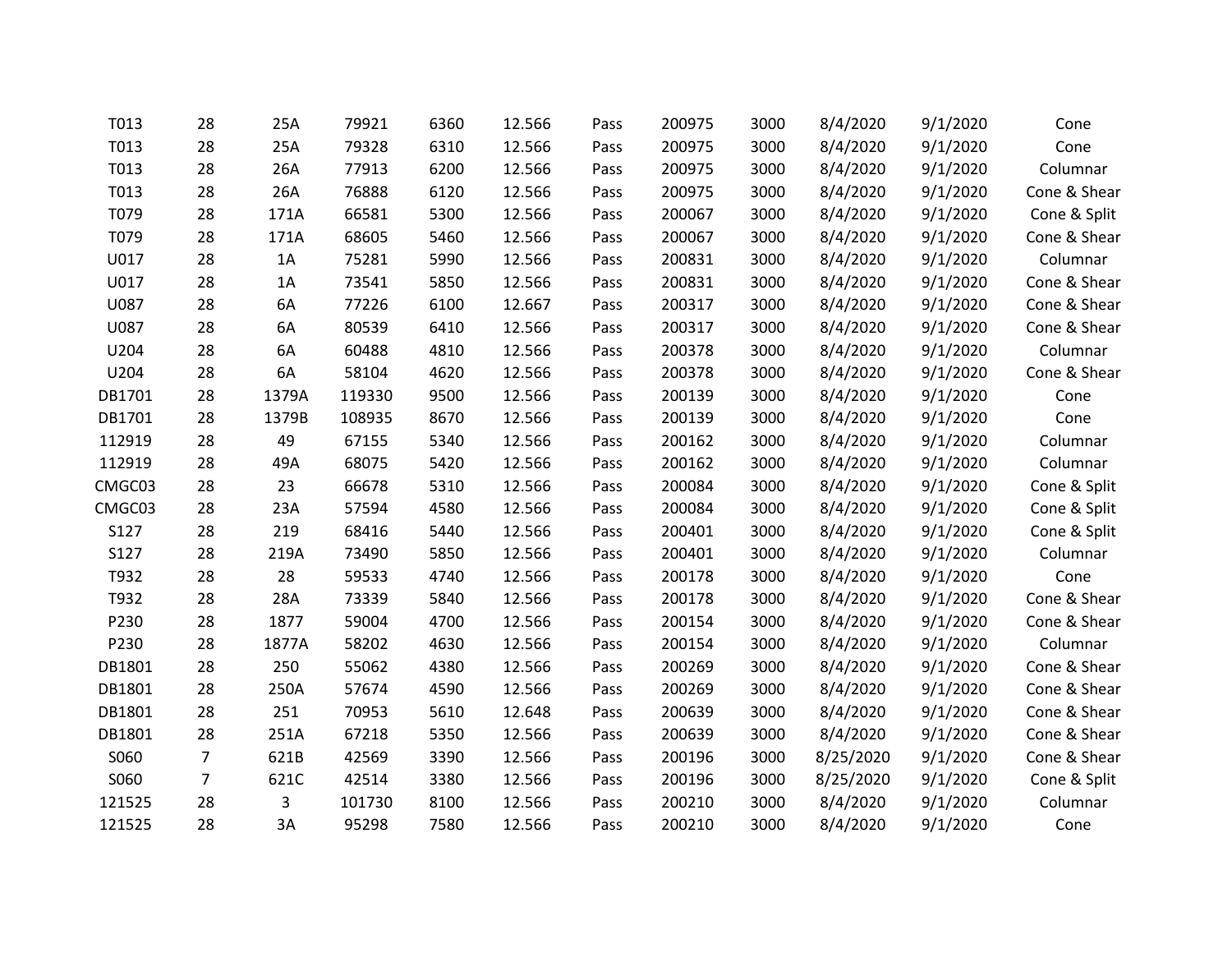| | | | | | | | | | | | |
|---|---|---|---|---|---|---|---|---|---|---|---|
| T013 | 28 | 25A | 79921 | 6360 | 12.566 | Pass | 200975 | 3000 | 8/4/2020 | 9/1/2020 | Cone |
| T013 | 28 | 25A | 79328 | 6310 | 12.566 | Pass | 200975 | 3000 | 8/4/2020 | 9/1/2020 | Cone |
| T013 | 28 | 26A | 77913 | 6200 | 12.566 | Pass | 200975 | 3000 | 8/4/2020 | 9/1/2020 | Columnar |
| T013 | 28 | 26A | 76888 | 6120 | 12.566 | Pass | 200975 | 3000 | 8/4/2020 | 9/1/2020 | Cone & Shear |
| T079 | 28 | 171A | 66581 | 5300 | 12.566 | Pass | 200067 | 3000 | 8/4/2020 | 9/1/2020 | Cone & Split |
| T079 | 28 | 171A | 68605 | 5460 | 12.566 | Pass | 200067 | 3000 | 8/4/2020 | 9/1/2020 | Cone & Shear |
| U017 | 28 | 1A | 75281 | 5990 | 12.566 | Pass | 200831 | 3000 | 8/4/2020 | 9/1/2020 | Columnar |
| U017 | 28 | 1A | 73541 | 5850 | 12.566 | Pass | 200831 | 3000 | 8/4/2020 | 9/1/2020 | Cone & Shear |
| U087 | 28 | 6A | 77226 | 6100 | 12.667 | Pass | 200317 | 3000 | 8/4/2020 | 9/1/2020 | Cone & Shear |
| U087 | 28 | 6A | 80539 | 6410 | 12.566 | Pass | 200317 | 3000 | 8/4/2020 | 9/1/2020 | Cone & Shear |
| U204 | 28 | 6A | 60488 | 4810 | 12.566 | Pass | 200378 | 3000 | 8/4/2020 | 9/1/2020 | Columnar |
| U204 | 28 | 6A | 58104 | 4620 | 12.566 | Pass | 200378 | 3000 | 8/4/2020 | 9/1/2020 | Cone & Shear |
| DB1701 | 28 | 1379A | 119330 | 9500 | 12.566 | Pass | 200139 | 3000 | 8/4/2020 | 9/1/2020 | Cone |
| DB1701 | 28 | 1379B | 108935 | 8670 | 12.566 | Pass | 200139 | 3000 | 8/4/2020 | 9/1/2020 | Cone |
| 112919 | 28 | 49 | 67155 | 5340 | 12.566 | Pass | 200162 | 3000 | 8/4/2020 | 9/1/2020 | Columnar |
| 112919 | 28 | 49A | 68075 | 5420 | 12.566 | Pass | 200162 | 3000 | 8/4/2020 | 9/1/2020 | Columnar |
| CMGC03 | 28 | 23 | 66678 | 5310 | 12.566 | Pass | 200084 | 3000 | 8/4/2020 | 9/1/2020 | Cone & Split |
| CMGC03 | 28 | 23A | 57594 | 4580 | 12.566 | Pass | 200084 | 3000 | 8/4/2020 | 9/1/2020 | Cone & Split |
| S127 | 28 | 219 | 68416 | 5440 | 12.566 | Pass | 200401 | 3000 | 8/4/2020 | 9/1/2020 | Cone & Split |
| S127 | 28 | 219A | 73490 | 5850 | 12.566 | Pass | 200401 | 3000 | 8/4/2020 | 9/1/2020 | Columnar |
| T932 | 28 | 28 | 59533 | 4740 | 12.566 | Pass | 200178 | 3000 | 8/4/2020 | 9/1/2020 | Cone |
| T932 | 28 | 28A | 73339 | 5840 | 12.566 | Pass | 200178 | 3000 | 8/4/2020 | 9/1/2020 | Cone & Shear |
| P230 | 28 | 1877 | 59004 | 4700 | 12.566 | Pass | 200154 | 3000 | 8/4/2020 | 9/1/2020 | Cone & Shear |
| P230 | 28 | 1877A | 58202 | 4630 | 12.566 | Pass | 200154 | 3000 | 8/4/2020 | 9/1/2020 | Columnar |
| DB1801 | 28 | 250 | 55062 | 4380 | 12.566 | Pass | 200269 | 3000 | 8/4/2020 | 9/1/2020 | Cone & Shear |
| DB1801 | 28 | 250A | 57674 | 4590 | 12.566 | Pass | 200269 | 3000 | 8/4/2020 | 9/1/2020 | Cone & Shear |
| DB1801 | 28 | 251 | 70953 | 5610 | 12.648 | Pass | 200639 | 3000 | 8/4/2020 | 9/1/2020 | Cone & Shear |
| DB1801 | 28 | 251A | 67218 | 5350 | 12.566 | Pass | 200639 | 3000 | 8/4/2020 | 9/1/2020 | Cone & Shear |
| S060 | 7 | 621B | 42569 | 3390 | 12.566 | Pass | 200196 | 3000 | 8/25/2020 | 9/1/2020 | Cone & Shear |
| S060 | 7 | 621C | 42514 | 3380 | 12.566 | Pass | 200196 | 3000 | 8/25/2020 | 9/1/2020 | Cone & Split |
| 121525 | 28 | 3 | 101730 | 8100 | 12.566 | Pass | 200210 | 3000 | 8/4/2020 | 9/1/2020 | Columnar |
| 121525 | 28 | 3A | 95298 | 7580 | 12.566 | Pass | 200210 | 3000 | 8/4/2020 | 9/1/2020 | Cone |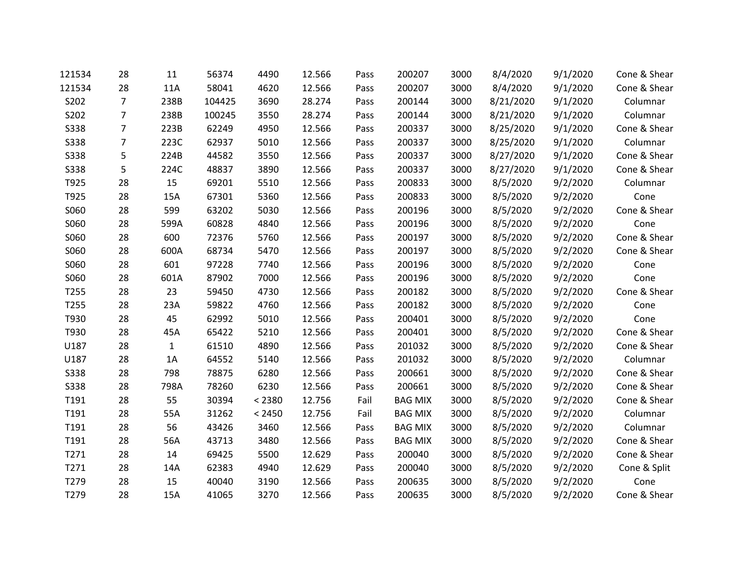| | | | | | | | | | | | |
|---|---|---|---|---|---|---|---|---|---|---|---|
| 121534 | 28 | 11 | 56374 | 4490 | 12.566 | Pass | 200207 | 3000 | 8/4/2020 | 9/1/2020 | Cone & Shear |
| 121534 | 28 | 11A | 58041 | 4620 | 12.566 | Pass | 200207 | 3000 | 8/4/2020 | 9/1/2020 | Cone & Shear |
| S202 | 7 | 238B | 104425 | 3690 | 28.274 | Pass | 200144 | 3000 | 8/21/2020 | 9/1/2020 | Columnar |
| S202 | 7 | 238B | 100245 | 3550 | 28.274 | Pass | 200144 | 3000 | 8/21/2020 | 9/1/2020 | Columnar |
| S338 | 7 | 223B | 62249 | 4950 | 12.566 | Pass | 200337 | 3000 | 8/25/2020 | 9/1/2020 | Cone & Shear |
| S338 | 7 | 223C | 62937 | 5010 | 12.566 | Pass | 200337 | 3000 | 8/25/2020 | 9/1/2020 | Columnar |
| S338 | 5 | 224B | 44582 | 3550 | 12.566 | Pass | 200337 | 3000 | 8/27/2020 | 9/1/2020 | Cone & Shear |
| S338 | 5 | 224C | 48837 | 3890 | 12.566 | Pass | 200337 | 3000 | 8/27/2020 | 9/1/2020 | Cone & Shear |
| T925 | 28 | 15 | 69201 | 5510 | 12.566 | Pass | 200833 | 3000 | 8/5/2020 | 9/2/2020 | Columnar |
| T925 | 28 | 15A | 67301 | 5360 | 12.566 | Pass | 200833 | 3000 | 8/5/2020 | 9/2/2020 | Cone |
| S060 | 28 | 599 | 63202 | 5030 | 12.566 | Pass | 200196 | 3000 | 8/5/2020 | 9/2/2020 | Cone & Shear |
| S060 | 28 | 599A | 60828 | 4840 | 12.566 | Pass | 200196 | 3000 | 8/5/2020 | 9/2/2020 | Cone |
| S060 | 28 | 600 | 72376 | 5760 | 12.566 | Pass | 200197 | 3000 | 8/5/2020 | 9/2/2020 | Cone & Shear |
| S060 | 28 | 600A | 68734 | 5470 | 12.566 | Pass | 200197 | 3000 | 8/5/2020 | 9/2/2020 | Cone & Shear |
| S060 | 28 | 601 | 97228 | 7740 | 12.566 | Pass | 200196 | 3000 | 8/5/2020 | 9/2/2020 | Cone |
| S060 | 28 | 601A | 87902 | 7000 | 12.566 | Pass | 200196 | 3000 | 8/5/2020 | 9/2/2020 | Cone |
| T255 | 28 | 23 | 59450 | 4730 | 12.566 | Pass | 200182 | 3000 | 8/5/2020 | 9/2/2020 | Cone & Shear |
| T255 | 28 | 23A | 59822 | 4760 | 12.566 | Pass | 200182 | 3000 | 8/5/2020 | 9/2/2020 | Cone |
| T930 | 28 | 45 | 62992 | 5010 | 12.566 | Pass | 200401 | 3000 | 8/5/2020 | 9/2/2020 | Cone |
| T930 | 28 | 45A | 65422 | 5210 | 12.566 | Pass | 200401 | 3000 | 8/5/2020 | 9/2/2020 | Cone & Shear |
| U187 | 28 | 1 | 61510 | 4890 | 12.566 | Pass | 201032 | 3000 | 8/5/2020 | 9/2/2020 | Cone & Shear |
| U187 | 28 | 1A | 64552 | 5140 | 12.566 | Pass | 201032 | 3000 | 8/5/2020 | 9/2/2020 | Columnar |
| S338 | 28 | 798 | 78875 | 6280 | 12.566 | Pass | 200661 | 3000 | 8/5/2020 | 9/2/2020 | Cone & Shear |
| S338 | 28 | 798A | 78260 | 6230 | 12.566 | Pass | 200661 | 3000 | 8/5/2020 | 9/2/2020 | Cone & Shear |
| T191 | 28 | 55 | 30394 | < 2380 | 12.756 | Fail | BAG MIX | 3000 | 8/5/2020 | 9/2/2020 | Cone & Shear |
| T191 | 28 | 55A | 31262 | < 2450 | 12.756 | Fail | BAG MIX | 3000 | 8/5/2020 | 9/2/2020 | Columnar |
| T191 | 28 | 56 | 43426 | 3460 | 12.566 | Pass | BAG MIX | 3000 | 8/5/2020 | 9/2/2020 | Columnar |
| T191 | 28 | 56A | 43713 | 3480 | 12.566 | Pass | BAG MIX | 3000 | 8/5/2020 | 9/2/2020 | Cone & Shear |
| T271 | 28 | 14 | 69425 | 5500 | 12.629 | Pass | 200040 | 3000 | 8/5/2020 | 9/2/2020 | Cone & Shear |
| T271 | 28 | 14A | 62383 | 4940 | 12.629 | Pass | 200040 | 3000 | 8/5/2020 | 9/2/2020 | Cone & Split |
| T279 | 28 | 15 | 40040 | 3190 | 12.566 | Pass | 200635 | 3000 | 8/5/2020 | 9/2/2020 | Cone |
| T279 | 28 | 15A | 41065 | 3270 | 12.566 | Pass | 200635 | 3000 | 8/5/2020 | 9/2/2020 | Cone & Shear |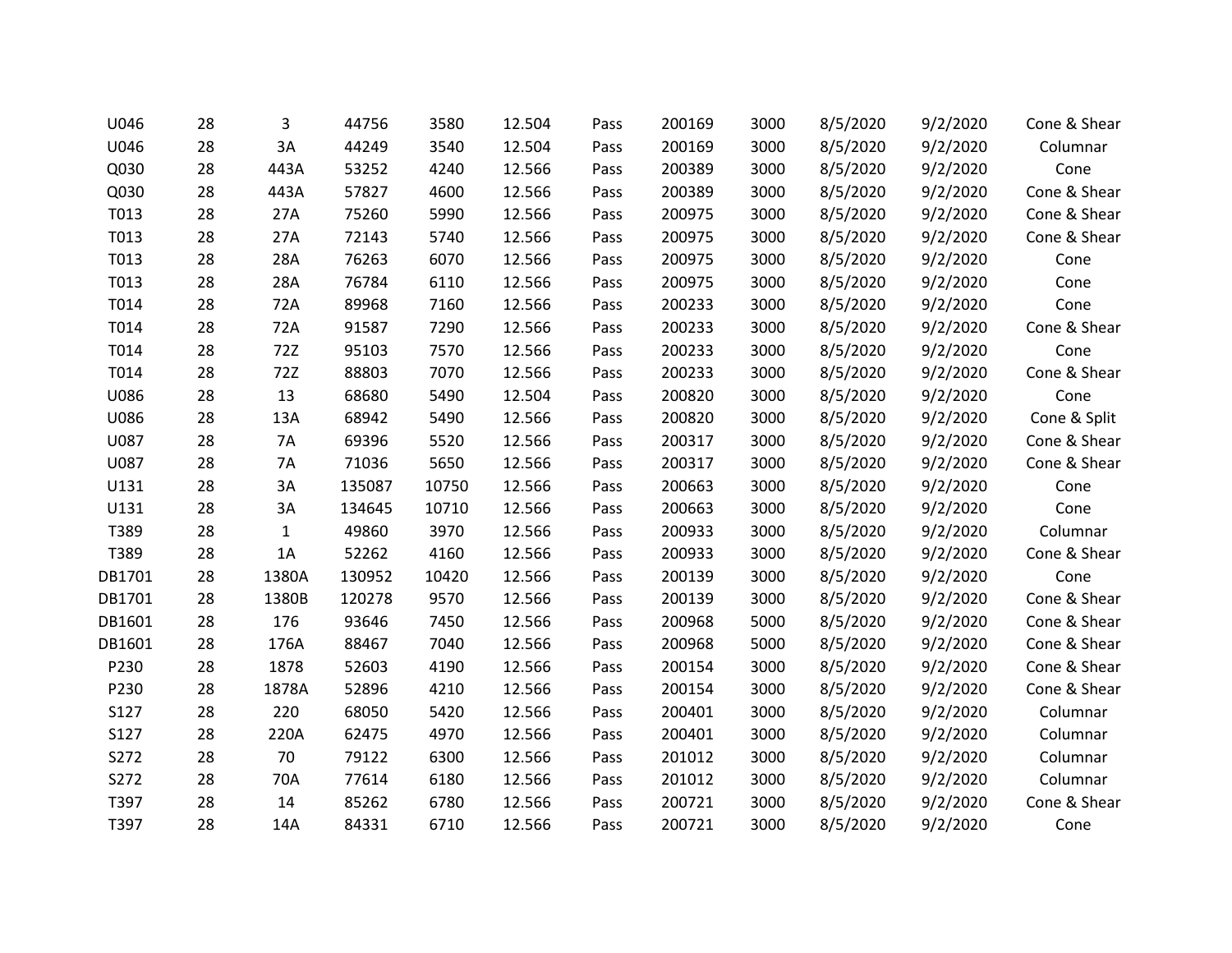| | | | | | | | | | | | |
|---|---|---|---|---|---|---|---|---|---|---|---|
| U046 | 28 | 3 | 44756 | 3580 | 12.504 | Pass | 200169 | 3000 | 8/5/2020 | 9/2/2020 | Cone & Shear |
| U046 | 28 | 3A | 44249 | 3540 | 12.504 | Pass | 200169 | 3000 | 8/5/2020 | 9/2/2020 | Columnar |
| Q030 | 28 | 443A | 53252 | 4240 | 12.566 | Pass | 200389 | 3000 | 8/5/2020 | 9/2/2020 | Cone |
| Q030 | 28 | 443A | 57827 | 4600 | 12.566 | Pass | 200389 | 3000 | 8/5/2020 | 9/2/2020 | Cone & Shear |
| T013 | 28 | 27A | 75260 | 5990 | 12.566 | Pass | 200975 | 3000 | 8/5/2020 | 9/2/2020 | Cone & Shear |
| T013 | 28 | 27A | 72143 | 5740 | 12.566 | Pass | 200975 | 3000 | 8/5/2020 | 9/2/2020 | Cone & Shear |
| T013 | 28 | 28A | 76263 | 6070 | 12.566 | Pass | 200975 | 3000 | 8/5/2020 | 9/2/2020 | Cone |
| T013 | 28 | 28A | 76784 | 6110 | 12.566 | Pass | 200975 | 3000 | 8/5/2020 | 9/2/2020 | Cone |
| T014 | 28 | 72A | 89968 | 7160 | 12.566 | Pass | 200233 | 3000 | 8/5/2020 | 9/2/2020 | Cone |
| T014 | 28 | 72A | 91587 | 7290 | 12.566 | Pass | 200233 | 3000 | 8/5/2020 | 9/2/2020 | Cone & Shear |
| T014 | 28 | 72Z | 95103 | 7570 | 12.566 | Pass | 200233 | 3000 | 8/5/2020 | 9/2/2020 | Cone |
| T014 | 28 | 72Z | 88803 | 7070 | 12.566 | Pass | 200233 | 3000 | 8/5/2020 | 9/2/2020 | Cone & Shear |
| U086 | 28 | 13 | 68680 | 5490 | 12.504 | Pass | 200820 | 3000 | 8/5/2020 | 9/2/2020 | Cone |
| U086 | 28 | 13A | 68942 | 5490 | 12.566 | Pass | 200820 | 3000 | 8/5/2020 | 9/2/2020 | Cone & Split |
| U087 | 28 | 7A | 69396 | 5520 | 12.566 | Pass | 200317 | 3000 | 8/5/2020 | 9/2/2020 | Cone & Shear |
| U087 | 28 | 7A | 71036 | 5650 | 12.566 | Pass | 200317 | 3000 | 8/5/2020 | 9/2/2020 | Cone & Shear |
| U131 | 28 | 3A | 135087 | 10750 | 12.566 | Pass | 200663 | 3000 | 8/5/2020 | 9/2/2020 | Cone |
| U131 | 28 | 3A | 134645 | 10710 | 12.566 | Pass | 200663 | 3000 | 8/5/2020 | 9/2/2020 | Cone |
| T389 | 28 | 1 | 49860 | 3970 | 12.566 | Pass | 200933 | 3000 | 8/5/2020 | 9/2/2020 | Columnar |
| T389 | 28 | 1A | 52262 | 4160 | 12.566 | Pass | 200933 | 3000 | 8/5/2020 | 9/2/2020 | Cone & Shear |
| DB1701 | 28 | 1380A | 130952 | 10420 | 12.566 | Pass | 200139 | 3000 | 8/5/2020 | 9/2/2020 | Cone |
| DB1701 | 28 | 1380B | 120278 | 9570 | 12.566 | Pass | 200139 | 3000 | 8/5/2020 | 9/2/2020 | Cone & Shear |
| DB1601 | 28 | 176 | 93646 | 7450 | 12.566 | Pass | 200968 | 5000 | 8/5/2020 | 9/2/2020 | Cone & Shear |
| DB1601 | 28 | 176A | 88467 | 7040 | 12.566 | Pass | 200968 | 5000 | 8/5/2020 | 9/2/2020 | Cone & Shear |
| P230 | 28 | 1878 | 52603 | 4190 | 12.566 | Pass | 200154 | 3000 | 8/5/2020 | 9/2/2020 | Cone & Shear |
| P230 | 28 | 1878A | 52896 | 4210 | 12.566 | Pass | 200154 | 3000 | 8/5/2020 | 9/2/2020 | Cone & Shear |
| S127 | 28 | 220 | 68050 | 5420 | 12.566 | Pass | 200401 | 3000 | 8/5/2020 | 9/2/2020 | Columnar |
| S127 | 28 | 220A | 62475 | 4970 | 12.566 | Pass | 200401 | 3000 | 8/5/2020 | 9/2/2020 | Columnar |
| S272 | 28 | 70 | 79122 | 6300 | 12.566 | Pass | 201012 | 3000 | 8/5/2020 | 9/2/2020 | Columnar |
| S272 | 28 | 70A | 77614 | 6180 | 12.566 | Pass | 201012 | 3000 | 8/5/2020 | 9/2/2020 | Columnar |
| T397 | 28 | 14 | 85262 | 6780 | 12.566 | Pass | 200721 | 3000 | 8/5/2020 | 9/2/2020 | Cone & Shear |
| T397 | 28 | 14A | 84331 | 6710 | 12.566 | Pass | 200721 | 3000 | 8/5/2020 | 9/2/2020 | Cone |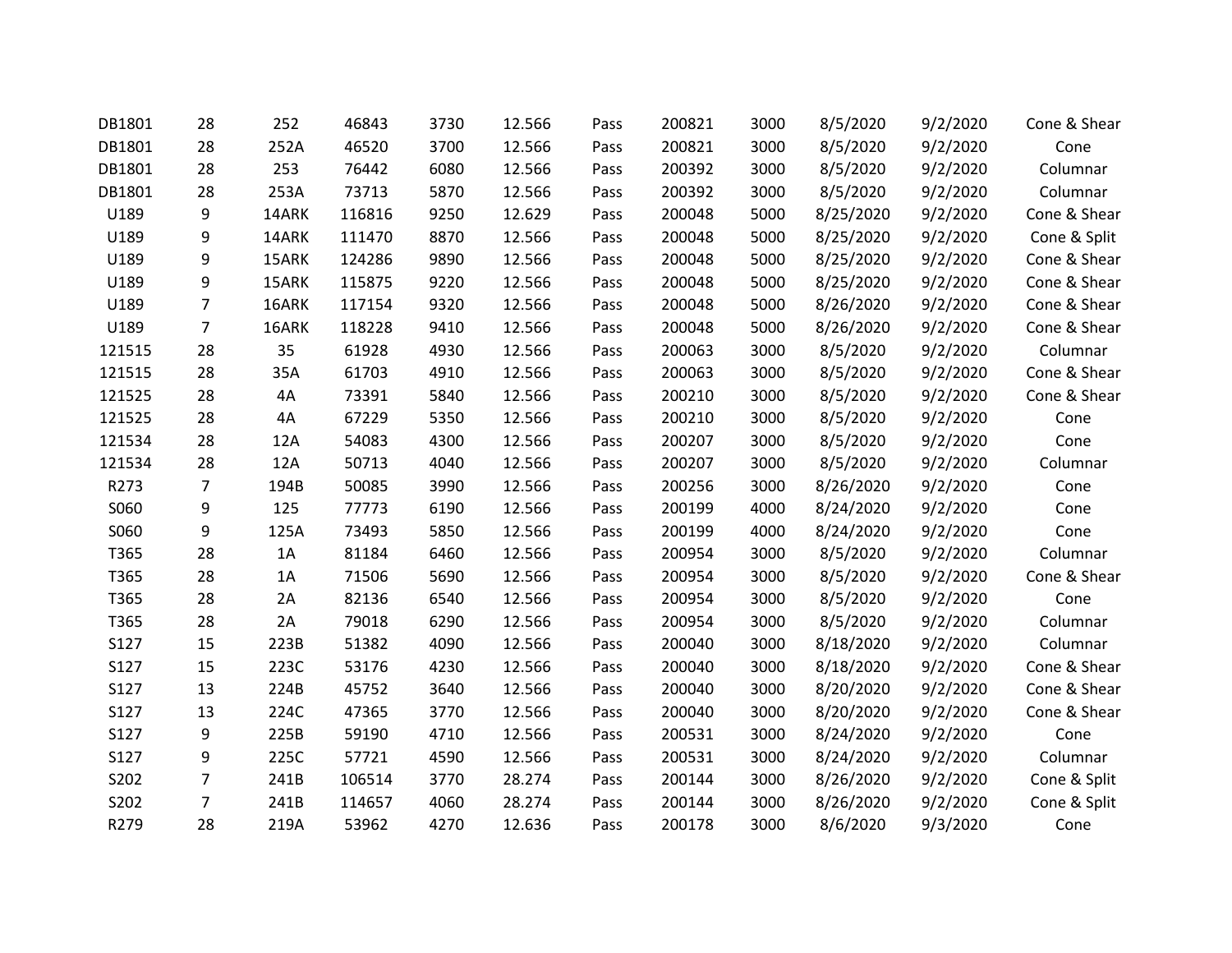| | | | | | | | | | | | |
|---|---|---|---|---|---|---|---|---|---|---|---|
| DB1801 | 28 | 252 | 46843 | 3730 | 12.566 | Pass | 200821 | 3000 | 8/5/2020 | 9/2/2020 | Cone & Shear |
| DB1801 | 28 | 252A | 46520 | 3700 | 12.566 | Pass | 200821 | 3000 | 8/5/2020 | 9/2/2020 | Cone |
| DB1801 | 28 | 253 | 76442 | 6080 | 12.566 | Pass | 200392 | 3000 | 8/5/2020 | 9/2/2020 | Columnar |
| DB1801 | 28 | 253A | 73713 | 5870 | 12.566 | Pass | 200392 | 3000 | 8/5/2020 | 9/2/2020 | Columnar |
| U189 | 9 | 14ARK | 116816 | 9250 | 12.629 | Pass | 200048 | 5000 | 8/25/2020 | 9/2/2020 | Cone & Shear |
| U189 | 9 | 14ARK | 111470 | 8870 | 12.566 | Pass | 200048 | 5000 | 8/25/2020 | 9/2/2020 | Cone & Split |
| U189 | 9 | 15ARK | 124286 | 9890 | 12.566 | Pass | 200048 | 5000 | 8/25/2020 | 9/2/2020 | Cone & Shear |
| U189 | 9 | 15ARK | 115875 | 9220 | 12.566 | Pass | 200048 | 5000 | 8/25/2020 | 9/2/2020 | Cone & Shear |
| U189 | 7 | 16ARK | 117154 | 9320 | 12.566 | Pass | 200048 | 5000 | 8/26/2020 | 9/2/2020 | Cone & Shear |
| U189 | 7 | 16ARK | 118228 | 9410 | 12.566 | Pass | 200048 | 5000 | 8/26/2020 | 9/2/2020 | Cone & Shear |
| 121515 | 28 | 35 | 61928 | 4930 | 12.566 | Pass | 200063 | 3000 | 8/5/2020 | 9/2/2020 | Columnar |
| 121515 | 28 | 35A | 61703 | 4910 | 12.566 | Pass | 200063 | 3000 | 8/5/2020 | 9/2/2020 | Cone & Shear |
| 121525 | 28 | 4A | 73391 | 5840 | 12.566 | Pass | 200210 | 3000 | 8/5/2020 | 9/2/2020 | Cone & Shear |
| 121525 | 28 | 4A | 67229 | 5350 | 12.566 | Pass | 200210 | 3000 | 8/5/2020 | 9/2/2020 | Cone |
| 121534 | 28 | 12A | 54083 | 4300 | 12.566 | Pass | 200207 | 3000 | 8/5/2020 | 9/2/2020 | Cone |
| 121534 | 28 | 12A | 50713 | 4040 | 12.566 | Pass | 200207 | 3000 | 8/5/2020 | 9/2/2020 | Columnar |
| R273 | 7 | 194B | 50085 | 3990 | 12.566 | Pass | 200256 | 3000 | 8/26/2020 | 9/2/2020 | Cone |
| S060 | 9 | 125 | 77773 | 6190 | 12.566 | Pass | 200199 | 4000 | 8/24/2020 | 9/2/2020 | Cone |
| S060 | 9 | 125A | 73493 | 5850 | 12.566 | Pass | 200199 | 4000 | 8/24/2020 | 9/2/2020 | Cone |
| T365 | 28 | 1A | 81184 | 6460 | 12.566 | Pass | 200954 | 3000 | 8/5/2020 | 9/2/2020 | Columnar |
| T365 | 28 | 1A | 71506 | 5690 | 12.566 | Pass | 200954 | 3000 | 8/5/2020 | 9/2/2020 | Cone & Shear |
| T365 | 28 | 2A | 82136 | 6540 | 12.566 | Pass | 200954 | 3000 | 8/5/2020 | 9/2/2020 | Cone |
| T365 | 28 | 2A | 79018 | 6290 | 12.566 | Pass | 200954 | 3000 | 8/5/2020 | 9/2/2020 | Columnar |
| S127 | 15 | 223B | 51382 | 4090 | 12.566 | Pass | 200040 | 3000 | 8/18/2020 | 9/2/2020 | Columnar |
| S127 | 15 | 223C | 53176 | 4230 | 12.566 | Pass | 200040 | 3000 | 8/18/2020 | 9/2/2020 | Cone & Shear |
| S127 | 13 | 224B | 45752 | 3640 | 12.566 | Pass | 200040 | 3000 | 8/20/2020 | 9/2/2020 | Cone & Shear |
| S127 | 13 | 224C | 47365 | 3770 | 12.566 | Pass | 200040 | 3000 | 8/20/2020 | 9/2/2020 | Cone & Shear |
| S127 | 9 | 225B | 59190 | 4710 | 12.566 | Pass | 200531 | 3000 | 8/24/2020 | 9/2/2020 | Cone |
| S127 | 9 | 225C | 57721 | 4590 | 12.566 | Pass | 200531 | 3000 | 8/24/2020 | 9/2/2020 | Columnar |
| S202 | 7 | 241B | 106514 | 3770 | 28.274 | Pass | 200144 | 3000 | 8/26/2020 | 9/2/2020 | Cone & Split |
| S202 | 7 | 241B | 114657 | 4060 | 28.274 | Pass | 200144 | 3000 | 8/26/2020 | 9/2/2020 | Cone & Split |
| R279 | 28 | 219A | 53962 | 4270 | 12.636 | Pass | 200178 | 3000 | 8/6/2020 | 9/3/2020 | Cone |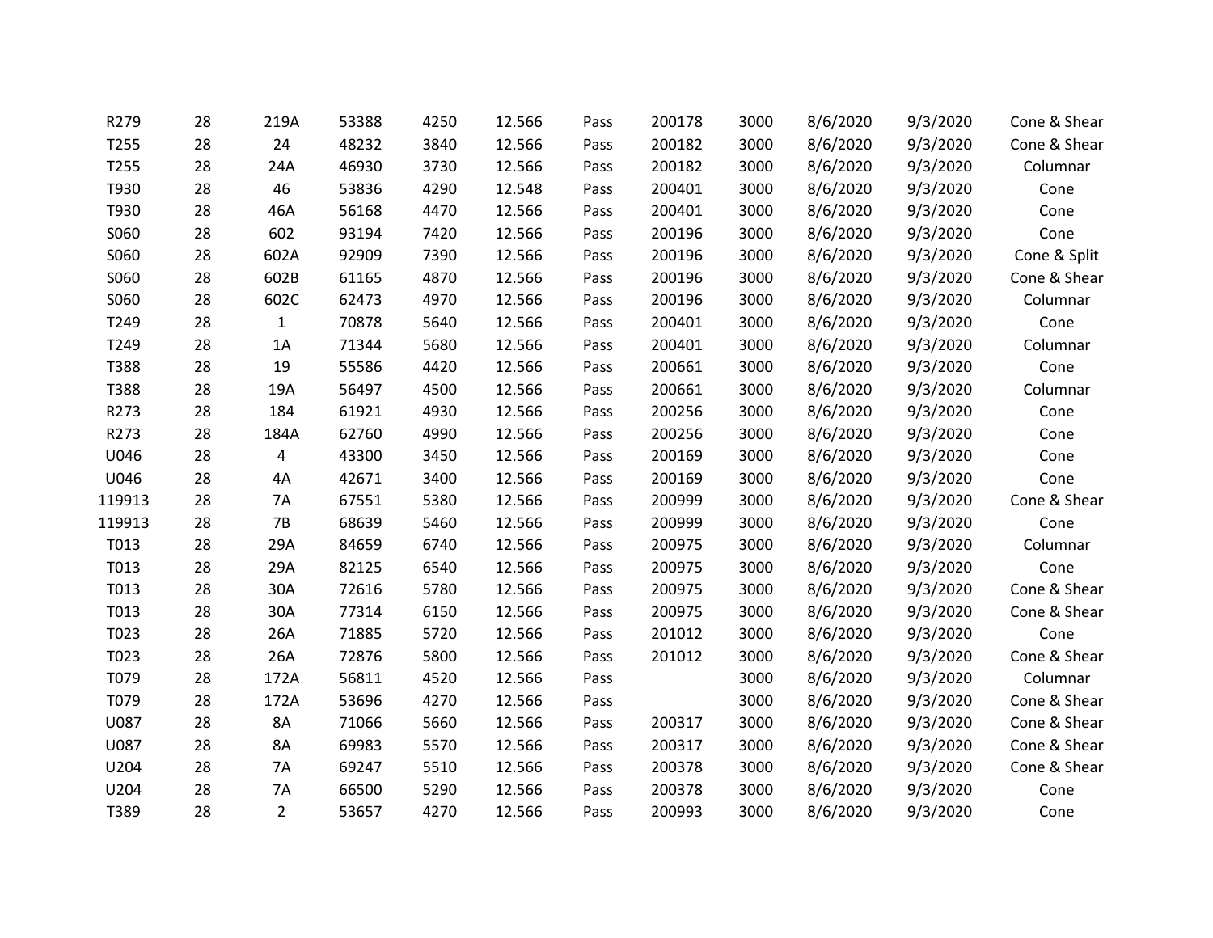| | | | | | | | | | | | |
|---|---|---|---|---|---|---|---|---|---|---|---|
| R279 | 28 | 219A | 53388 | 4250 | 12.566 | Pass | 200178 | 3000 | 8/6/2020 | 9/3/2020 | Cone & Shear |
| T255 | 28 | 24 | 48232 | 3840 | 12.566 | Pass | 200182 | 3000 | 8/6/2020 | 9/3/2020 | Cone & Shear |
| T255 | 28 | 24A | 46930 | 3730 | 12.566 | Pass | 200182 | 3000 | 8/6/2020 | 9/3/2020 | Columnar |
| T930 | 28 | 46 | 53836 | 4290 | 12.548 | Pass | 200401 | 3000 | 8/6/2020 | 9/3/2020 | Cone |
| T930 | 28 | 46A | 56168 | 4470 | 12.566 | Pass | 200401 | 3000 | 8/6/2020 | 9/3/2020 | Cone |
| S060 | 28 | 602 | 93194 | 7420 | 12.566 | Pass | 200196 | 3000 | 8/6/2020 | 9/3/2020 | Cone |
| S060 | 28 | 602A | 92909 | 7390 | 12.566 | Pass | 200196 | 3000 | 8/6/2020 | 9/3/2020 | Cone & Split |
| S060 | 28 | 602B | 61165 | 4870 | 12.566 | Pass | 200196 | 3000 | 8/6/2020 | 9/3/2020 | Cone & Shear |
| S060 | 28 | 602C | 62473 | 4970 | 12.566 | Pass | 200196 | 3000 | 8/6/2020 | 9/3/2020 | Columnar |
| T249 | 28 | 1 | 70878 | 5640 | 12.566 | Pass | 200401 | 3000 | 8/6/2020 | 9/3/2020 | Cone |
| T249 | 28 | 1A | 71344 | 5680 | 12.566 | Pass | 200401 | 3000 | 8/6/2020 | 9/3/2020 | Columnar |
| T388 | 28 | 19 | 55586 | 4420 | 12.566 | Pass | 200661 | 3000 | 8/6/2020 | 9/3/2020 | Cone |
| T388 | 28 | 19A | 56497 | 4500 | 12.566 | Pass | 200661 | 3000 | 8/6/2020 | 9/3/2020 | Columnar |
| R273 | 28 | 184 | 61921 | 4930 | 12.566 | Pass | 200256 | 3000 | 8/6/2020 | 9/3/2020 | Cone |
| R273 | 28 | 184A | 62760 | 4990 | 12.566 | Pass | 200256 | 3000 | 8/6/2020 | 9/3/2020 | Cone |
| U046 | 28 | 4 | 43300 | 3450 | 12.566 | Pass | 200169 | 3000 | 8/6/2020 | 9/3/2020 | Cone |
| U046 | 28 | 4A | 42671 | 3400 | 12.566 | Pass | 200169 | 3000 | 8/6/2020 | 9/3/2020 | Cone |
| 119913 | 28 | 7A | 67551 | 5380 | 12.566 | Pass | 200999 | 3000 | 8/6/2020 | 9/3/2020 | Cone & Shear |
| 119913 | 28 | 7B | 68639 | 5460 | 12.566 | Pass | 200999 | 3000 | 8/6/2020 | 9/3/2020 | Cone |
| T013 | 28 | 29A | 84659 | 6740 | 12.566 | Pass | 200975 | 3000 | 8/6/2020 | 9/3/2020 | Columnar |
| T013 | 28 | 29A | 82125 | 6540 | 12.566 | Pass | 200975 | 3000 | 8/6/2020 | 9/3/2020 | Cone |
| T013 | 28 | 30A | 72616 | 5780 | 12.566 | Pass | 200975 | 3000 | 8/6/2020 | 9/3/2020 | Cone & Shear |
| T013 | 28 | 30A | 77314 | 6150 | 12.566 | Pass | 200975 | 3000 | 8/6/2020 | 9/3/2020 | Cone & Shear |
| T023 | 28 | 26A | 71885 | 5720 | 12.566 | Pass | 201012 | 3000 | 8/6/2020 | 9/3/2020 | Cone |
| T023 | 28 | 26A | 72876 | 5800 | 12.566 | Pass | 201012 | 3000 | 8/6/2020 | 9/3/2020 | Cone & Shear |
| T079 | 28 | 172A | 56811 | 4520 | 12.566 | Pass | | 3000 | 8/6/2020 | 9/3/2020 | Columnar |
| T079 | 28 | 172A | 53696 | 4270 | 12.566 | Pass | | 3000 | 8/6/2020 | 9/3/2020 | Cone & Shear |
| U087 | 28 | 8A | 71066 | 5660 | 12.566 | Pass | 200317 | 3000 | 8/6/2020 | 9/3/2020 | Cone & Shear |
| U087 | 28 | 8A | 69983 | 5570 | 12.566 | Pass | 200317 | 3000 | 8/6/2020 | 9/3/2020 | Cone & Shear |
| U204 | 28 | 7A | 69247 | 5510 | 12.566 | Pass | 200378 | 3000 | 8/6/2020 | 9/3/2020 | Cone & Shear |
| U204 | 28 | 7A | 66500 | 5290 | 12.566 | Pass | 200378 | 3000 | 8/6/2020 | 9/3/2020 | Cone |
| T389 | 28 | 2 | 53657 | 4270 | 12.566 | Pass | 200993 | 3000 | 8/6/2020 | 9/3/2020 | Cone |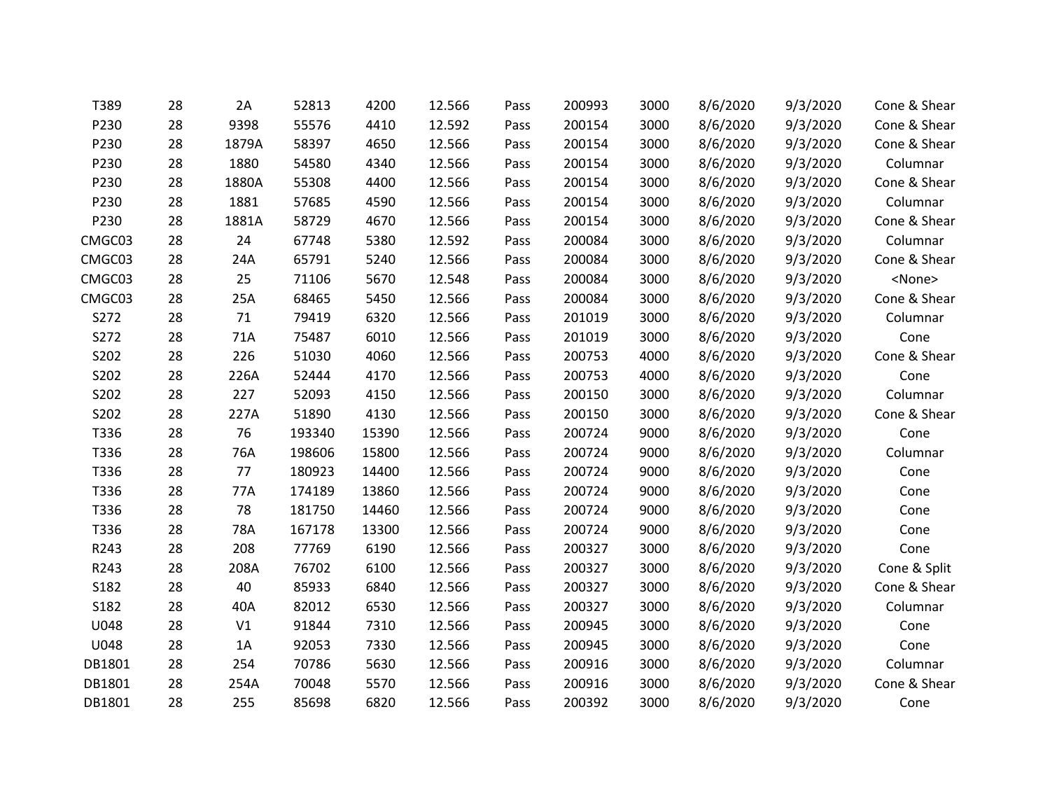| | | | | | | | | | | | |
|---|---|---|---|---|---|---|---|---|---|---|---|
| T389 | 28 | 2A | 52813 | 4200 | 12.566 | Pass | 200993 | 3000 | 8/6/2020 | 9/3/2020 | Cone & Shear |
| P230 | 28 | 9398 | 55576 | 4410 | 12.592 | Pass | 200154 | 3000 | 8/6/2020 | 9/3/2020 | Cone & Shear |
| P230 | 28 | 1879A | 58397 | 4650 | 12.566 | Pass | 200154 | 3000 | 8/6/2020 | 9/3/2020 | Cone & Shear |
| P230 | 28 | 1880 | 54580 | 4340 | 12.566 | Pass | 200154 | 3000 | 8/6/2020 | 9/3/2020 | Columnar |
| P230 | 28 | 1880A | 55308 | 4400 | 12.566 | Pass | 200154 | 3000 | 8/6/2020 | 9/3/2020 | Cone & Shear |
| P230 | 28 | 1881 | 57685 | 4590 | 12.566 | Pass | 200154 | 3000 | 8/6/2020 | 9/3/2020 | Columnar |
| P230 | 28 | 1881A | 58729 | 4670 | 12.566 | Pass | 200154 | 3000 | 8/6/2020 | 9/3/2020 | Cone & Shear |
| CMGC03 | 28 | 24 | 67748 | 5380 | 12.592 | Pass | 200084 | 3000 | 8/6/2020 | 9/3/2020 | Columnar |
| CMGC03 | 28 | 24A | 65791 | 5240 | 12.566 | Pass | 200084 | 3000 | 8/6/2020 | 9/3/2020 | Cone & Shear |
| CMGC03 | 28 | 25 | 71106 | 5670 | 12.548 | Pass | 200084 | 3000 | 8/6/2020 | 9/3/2020 | <None> |
| CMGC03 | 28 | 25A | 68465 | 5450 | 12.566 | Pass | 200084 | 3000 | 8/6/2020 | 9/3/2020 | Cone & Shear |
| S272 | 28 | 71 | 79419 | 6320 | 12.566 | Pass | 201019 | 3000 | 8/6/2020 | 9/3/2020 | Columnar |
| S272 | 28 | 71A | 75487 | 6010 | 12.566 | Pass | 201019 | 3000 | 8/6/2020 | 9/3/2020 | Cone |
| S202 | 28 | 226 | 51030 | 4060 | 12.566 | Pass | 200753 | 4000 | 8/6/2020 | 9/3/2020 | Cone & Shear |
| S202 | 28 | 226A | 52444 | 4170 | 12.566 | Pass | 200753 | 4000 | 8/6/2020 | 9/3/2020 | Cone |
| S202 | 28 | 227 | 52093 | 4150 | 12.566 | Pass | 200150 | 3000 | 8/6/2020 | 9/3/2020 | Columnar |
| S202 | 28 | 227A | 51890 | 4130 | 12.566 | Pass | 200150 | 3000 | 8/6/2020 | 9/3/2020 | Cone & Shear |
| T336 | 28 | 76 | 193340 | 15390 | 12.566 | Pass | 200724 | 9000 | 8/6/2020 | 9/3/2020 | Cone |
| T336 | 28 | 76A | 198606 | 15800 | 12.566 | Pass | 200724 | 9000 | 8/6/2020 | 9/3/2020 | Columnar |
| T336 | 28 | 77 | 180923 | 14400 | 12.566 | Pass | 200724 | 9000 | 8/6/2020 | 9/3/2020 | Cone |
| T336 | 28 | 77A | 174189 | 13860 | 12.566 | Pass | 200724 | 9000 | 8/6/2020 | 9/3/2020 | Cone |
| T336 | 28 | 78 | 181750 | 14460 | 12.566 | Pass | 200724 | 9000 | 8/6/2020 | 9/3/2020 | Cone |
| T336 | 28 | 78A | 167178 | 13300 | 12.566 | Pass | 200724 | 9000 | 8/6/2020 | 9/3/2020 | Cone |
| R243 | 28 | 208 | 77769 | 6190 | 12.566 | Pass | 200327 | 3000 | 8/6/2020 | 9/3/2020 | Cone |
| R243 | 28 | 208A | 76702 | 6100 | 12.566 | Pass | 200327 | 3000 | 8/6/2020 | 9/3/2020 | Cone & Split |
| S182 | 28 | 40 | 85933 | 6840 | 12.566 | Pass | 200327 | 3000 | 8/6/2020 | 9/3/2020 | Cone & Shear |
| S182 | 28 | 40A | 82012 | 6530 | 12.566 | Pass | 200327 | 3000 | 8/6/2020 | 9/3/2020 | Columnar |
| U048 | 28 | V1 | 91844 | 7310 | 12.566 | Pass | 200945 | 3000 | 8/6/2020 | 9/3/2020 | Cone |
| U048 | 28 | 1A | 92053 | 7330 | 12.566 | Pass | 200945 | 3000 | 8/6/2020 | 9/3/2020 | Cone |
| DB1801 | 28 | 254 | 70786 | 5630 | 12.566 | Pass | 200916 | 3000 | 8/6/2020 | 9/3/2020 | Columnar |
| DB1801 | 28 | 254A | 70048 | 5570 | 12.566 | Pass | 200916 | 3000 | 8/6/2020 | 9/3/2020 | Cone & Shear |
| DB1801 | 28 | 255 | 85698 | 6820 | 12.566 | Pass | 200392 | 3000 | 8/6/2020 | 9/3/2020 | Cone |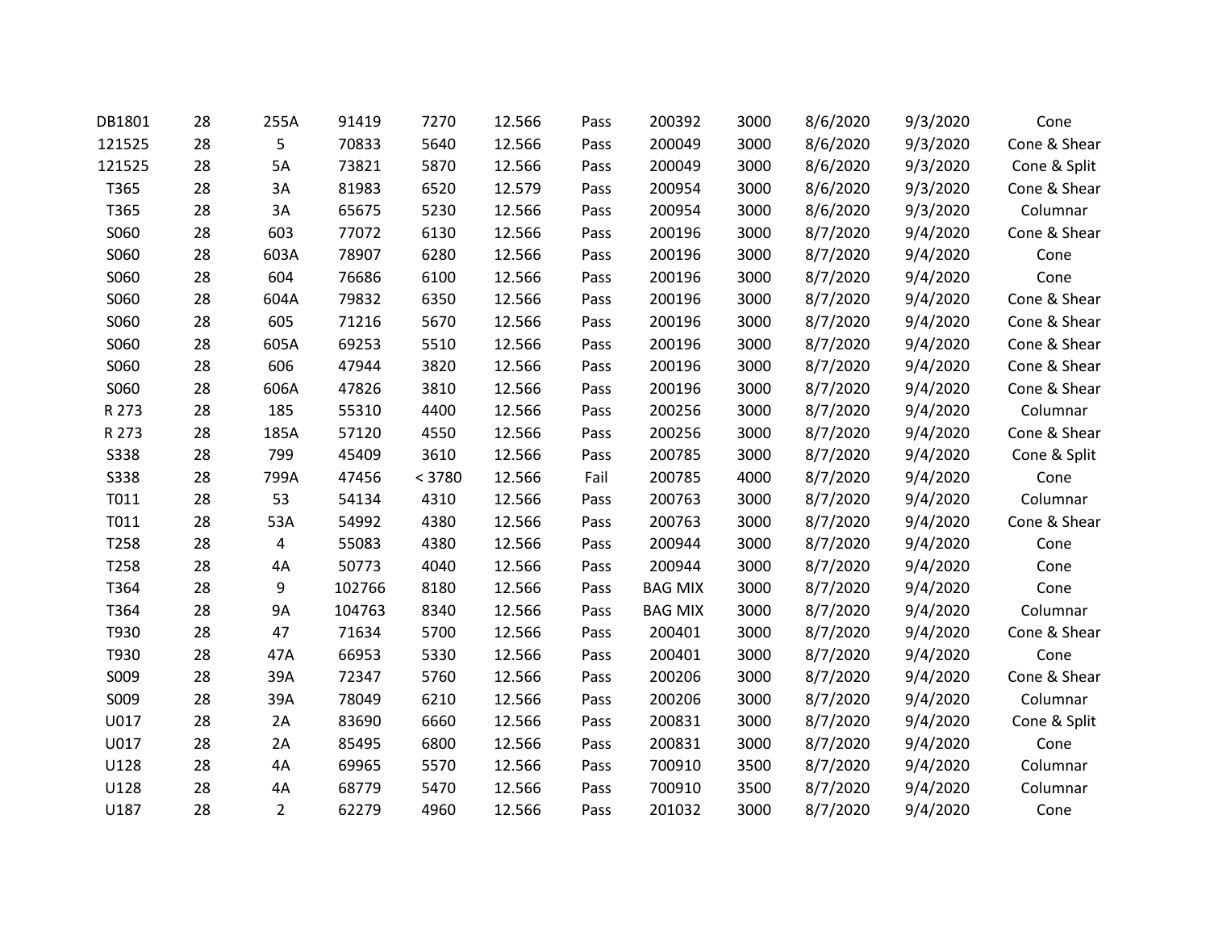| DB1801 | 28 | 255A | 91419 | 7270 | 12.566 | Pass | 200392 | 3000 | 8/6/2020 | 9/3/2020 | Cone |
|---|---|---|---|---|---|---|---|---|---|---|---|
| 121525 | 28 | 5 | 70833 | 5640 | 12.566 | Pass | 200049 | 3000 | 8/6/2020 | 9/3/2020 | Cone & Shear |
| 121525 | 28 | 5A | 73821 | 5870 | 12.566 | Pass | 200049 | 3000 | 8/6/2020 | 9/3/2020 | Cone & Split |
| T365 | 28 | 3A | 81983 | 6520 | 12.579 | Pass | 200954 | 3000 | 8/6/2020 | 9/3/2020 | Cone & Shear |
| T365 | 28 | 3A | 65675 | 5230 | 12.566 | Pass | 200954 | 3000 | 8/6/2020 | 9/3/2020 | Columnar |
| S060 | 28 | 603 | 77072 | 6130 | 12.566 | Pass | 200196 | 3000 | 8/7/2020 | 9/4/2020 | Cone & Shear |
| S060 | 28 | 603A | 78907 | 6280 | 12.566 | Pass | 200196 | 3000 | 8/7/2020 | 9/4/2020 | Cone |
| S060 | 28 | 604 | 76686 | 6100 | 12.566 | Pass | 200196 | 3000 | 8/7/2020 | 9/4/2020 | Cone |
| S060 | 28 | 604A | 79832 | 6350 | 12.566 | Pass | 200196 | 3000 | 8/7/2020 | 9/4/2020 | Cone & Shear |
| S060 | 28 | 605 | 71216 | 5670 | 12.566 | Pass | 200196 | 3000 | 8/7/2020 | 9/4/2020 | Cone & Shear |
| S060 | 28 | 605A | 69253 | 5510 | 12.566 | Pass | 200196 | 3000 | 8/7/2020 | 9/4/2020 | Cone & Shear |
| S060 | 28 | 606 | 47944 | 3820 | 12.566 | Pass | 200196 | 3000 | 8/7/2020 | 9/4/2020 | Cone & Shear |
| S060 | 28 | 606A | 47826 | 3810 | 12.566 | Pass | 200196 | 3000 | 8/7/2020 | 9/4/2020 | Cone & Shear |
| R 273 | 28 | 185 | 55310 | 4400 | 12.566 | Pass | 200256 | 3000 | 8/7/2020 | 9/4/2020 | Columnar |
| R 273 | 28 | 185A | 57120 | 4550 | 12.566 | Pass | 200256 | 3000 | 8/7/2020 | 9/4/2020 | Cone & Shear |
| S338 | 28 | 799 | 45409 | 3610 | 12.566 | Pass | 200785 | 3000 | 8/7/2020 | 9/4/2020 | Cone & Split |
| S338 | 28 | 799A | 47456 | < 3780 | 12.566 | Fail | 200785 | 4000 | 8/7/2020 | 9/4/2020 | Cone |
| T011 | 28 | 53 | 54134 | 4310 | 12.566 | Pass | 200763 | 3000 | 8/7/2020 | 9/4/2020 | Columnar |
| T011 | 28 | 53A | 54992 | 4380 | 12.566 | Pass | 200763 | 3000 | 8/7/2020 | 9/4/2020 | Cone & Shear |
| T258 | 28 | 4 | 55083 | 4380 | 12.566 | Pass | 200944 | 3000 | 8/7/2020 | 9/4/2020 | Cone |
| T258 | 28 | 4A | 50773 | 4040 | 12.566 | Pass | 200944 | 3000 | 8/7/2020 | 9/4/2020 | Cone |
| T364 | 28 | 9 | 102766 | 8180 | 12.566 | Pass | BAG MIX | 3000 | 8/7/2020 | 9/4/2020 | Cone |
| T364 | 28 | 9A | 104763 | 8340 | 12.566 | Pass | BAG MIX | 3000 | 8/7/2020 | 9/4/2020 | Columnar |
| T930 | 28 | 47 | 71634 | 5700 | 12.566 | Pass | 200401 | 3000 | 8/7/2020 | 9/4/2020 | Cone & Shear |
| T930 | 28 | 47A | 66953 | 5330 | 12.566 | Pass | 200401 | 3000 | 8/7/2020 | 9/4/2020 | Cone |
| S009 | 28 | 39A | 72347 | 5760 | 12.566 | Pass | 200206 | 3000 | 8/7/2020 | 9/4/2020 | Cone & Shear |
| S009 | 28 | 39A | 78049 | 6210 | 12.566 | Pass | 200206 | 3000 | 8/7/2020 | 9/4/2020 | Columnar |
| U017 | 28 | 2A | 83690 | 6660 | 12.566 | Pass | 200831 | 3000 | 8/7/2020 | 9/4/2020 | Cone & Split |
| U017 | 28 | 2A | 85495 | 6800 | 12.566 | Pass | 200831 | 3000 | 8/7/2020 | 9/4/2020 | Cone |
| U128 | 28 | 4A | 69965 | 5570 | 12.566 | Pass | 700910 | 3500 | 8/7/2020 | 9/4/2020 | Columnar |
| U128 | 28 | 4A | 68779 | 5470 | 12.566 | Pass | 700910 | 3500 | 8/7/2020 | 9/4/2020 | Columnar |
| U187 | 28 | 2 | 62279 | 4960 | 12.566 | Pass | 201032 | 3000 | 8/7/2020 | 9/4/2020 | Cone |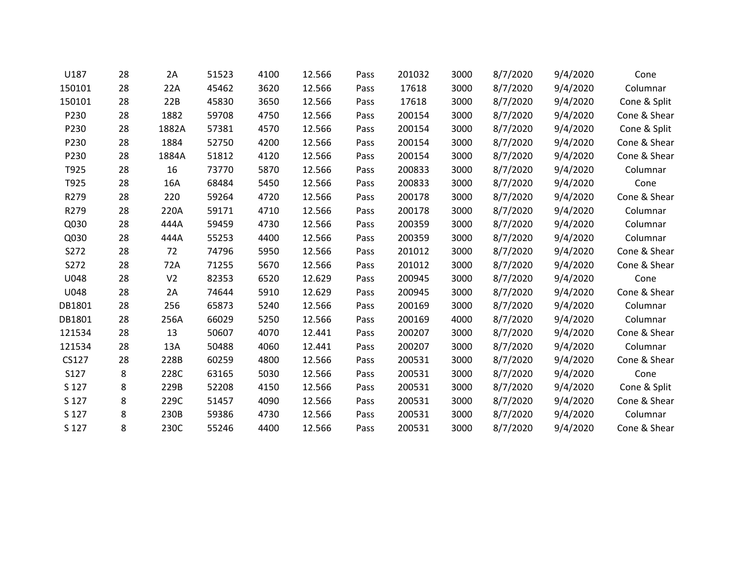| | | | | | | | | | | | |
|---|---|---|---|---|---|---|---|---|---|---|---|
| U187 | 28 | 2A | 51523 | 4100 | 12.566 | Pass | 201032 | 3000 | 8/7/2020 | 9/4/2020 | Cone |
| 150101 | 28 | 22A | 45462 | 3620 | 12.566 | Pass | 17618 | 3000 | 8/7/2020 | 9/4/2020 | Columnar |
| 150101 | 28 | 22B | 45830 | 3650 | 12.566 | Pass | 17618 | 3000 | 8/7/2020 | 9/4/2020 | Cone & Split |
| P230 | 28 | 1882 | 59708 | 4750 | 12.566 | Pass | 200154 | 3000 | 8/7/2020 | 9/4/2020 | Cone & Shear |
| P230 | 28 | 1882A | 57381 | 4570 | 12.566 | Pass | 200154 | 3000 | 8/7/2020 | 9/4/2020 | Cone & Split |
| P230 | 28 | 1884 | 52750 | 4200 | 12.566 | Pass | 200154 | 3000 | 8/7/2020 | 9/4/2020 | Cone & Shear |
| P230 | 28 | 1884A | 51812 | 4120 | 12.566 | Pass | 200154 | 3000 | 8/7/2020 | 9/4/2020 | Cone & Shear |
| T925 | 28 | 16 | 73770 | 5870 | 12.566 | Pass | 200833 | 3000 | 8/7/2020 | 9/4/2020 | Columnar |
| T925 | 28 | 16A | 68484 | 5450 | 12.566 | Pass | 200833 | 3000 | 8/7/2020 | 9/4/2020 | Cone |
| R279 | 28 | 220 | 59264 | 4720 | 12.566 | Pass | 200178 | 3000 | 8/7/2020 | 9/4/2020 | Cone & Shear |
| R279 | 28 | 220A | 59171 | 4710 | 12.566 | Pass | 200178 | 3000 | 8/7/2020 | 9/4/2020 | Columnar |
| Q030 | 28 | 444A | 59459 | 4730 | 12.566 | Pass | 200359 | 3000 | 8/7/2020 | 9/4/2020 | Columnar |
| Q030 | 28 | 444A | 55253 | 4400 | 12.566 | Pass | 200359 | 3000 | 8/7/2020 | 9/4/2020 | Columnar |
| S272 | 28 | 72 | 74796 | 5950 | 12.566 | Pass | 201012 | 3000 | 8/7/2020 | 9/4/2020 | Cone & Shear |
| S272 | 28 | 72A | 71255 | 5670 | 12.566 | Pass | 201012 | 3000 | 8/7/2020 | 9/4/2020 | Cone & Shear |
| U048 | 28 | V2 | 82353 | 6520 | 12.629 | Pass | 200945 | 3000 | 8/7/2020 | 9/4/2020 | Cone |
| U048 | 28 | 2A | 74644 | 5910 | 12.629 | Pass | 200945 | 3000 | 8/7/2020 | 9/4/2020 | Cone & Shear |
| DB1801 | 28 | 256 | 65873 | 5240 | 12.566 | Pass | 200169 | 3000 | 8/7/2020 | 9/4/2020 | Columnar |
| DB1801 | 28 | 256A | 66029 | 5250 | 12.566 | Pass | 200169 | 4000 | 8/7/2020 | 9/4/2020 | Columnar |
| 121534 | 28 | 13 | 50607 | 4070 | 12.441 | Pass | 200207 | 3000 | 8/7/2020 | 9/4/2020 | Cone & Shear |
| 121534 | 28 | 13A | 50488 | 4060 | 12.441 | Pass | 200207 | 3000 | 8/7/2020 | 9/4/2020 | Columnar |
| CS127 | 28 | 228B | 60259 | 4800 | 12.566 | Pass | 200531 | 3000 | 8/7/2020 | 9/4/2020 | Cone & Shear |
| S127 | 8 | 228C | 63165 | 5030 | 12.566 | Pass | 200531 | 3000 | 8/7/2020 | 9/4/2020 | Cone |
| S 127 | 8 | 229B | 52208 | 4150 | 12.566 | Pass | 200531 | 3000 | 8/7/2020 | 9/4/2020 | Cone & Split |
| S 127 | 8 | 229C | 51457 | 4090 | 12.566 | Pass | 200531 | 3000 | 8/7/2020 | 9/4/2020 | Cone & Shear |
| S 127 | 8 | 230B | 59386 | 4730 | 12.566 | Pass | 200531 | 3000 | 8/7/2020 | 9/4/2020 | Columnar |
| S 127 | 8 | 230C | 55246 | 4400 | 12.566 | Pass | 200531 | 3000 | 8/7/2020 | 9/4/2020 | Cone & Shear |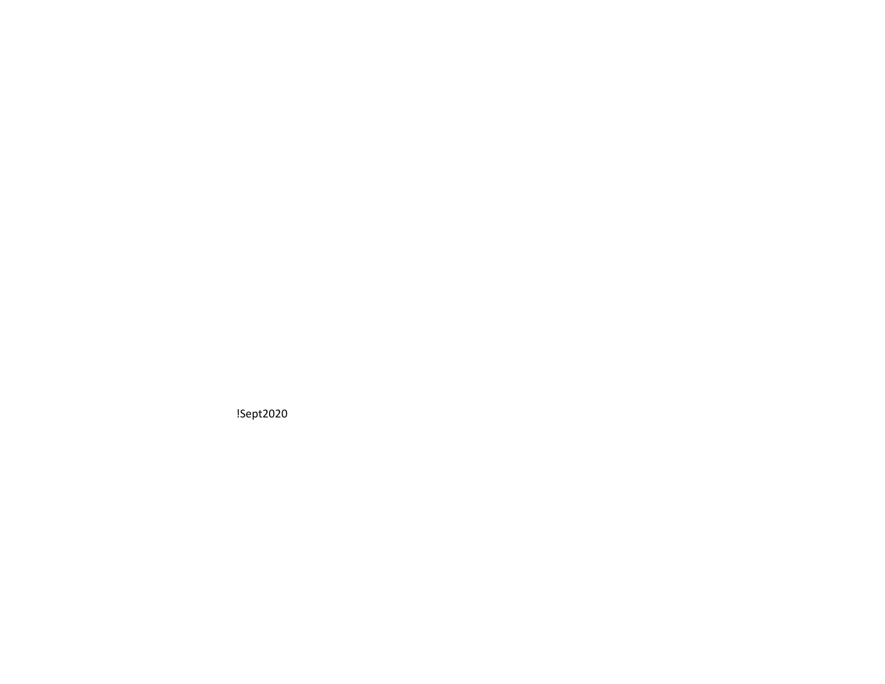!Sept2020